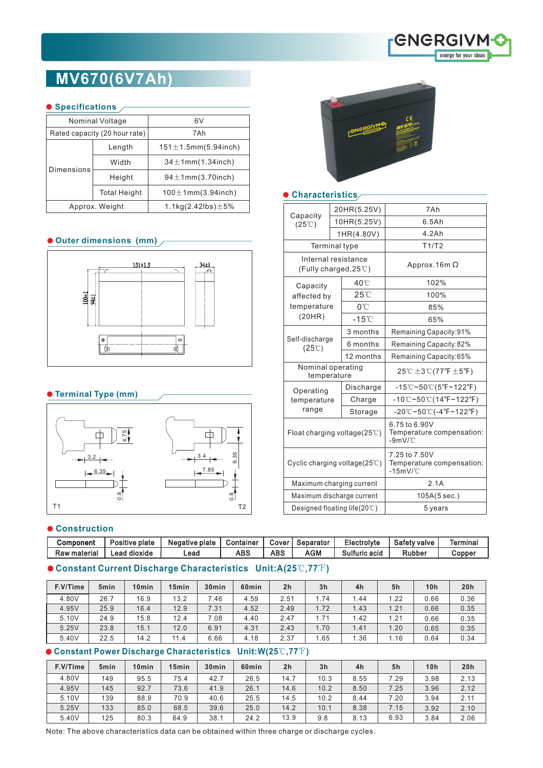# MV670(6V7Ah)

## Specifications

| | | |
|---|---|---|
| Nominal Voltage | | 6V |
| Rated capacity (20 hour rate) | | 7Ah |
| Dimensions | Length | 151±1.5mm(5.94inch) |
| | Width | 34±1mm(1.34inch) |
| | Height | 94±1mm(3.70inch) |
| | Total Height | 100±1mm(3.94inch) |
| Approx. Weight | | 1.1kg(2.42lbs)±5% |

## Outer dimensions (mm)

151±1.5, 34±1, 100±1, 94±1

## Terminal Type (mm)

T1: 4.75, 3.2, 6.35, 0.8

T2: 6.35, 3.4, 7.85, 0.8

## Characteristics

| | | |
|---|---|---|
| Capacity (25℃) | 20HR(5.25V) | 7Ah |
| | 10HR(5.25V) | 6.5Ah |
| | 1HR(4.80V) | 4.2Ah |
| Terminal type | | T1/T2 |
| Internal resistance (Fully charged,25℃) | | Approx.16m Ω |
| Capacity affected by temperature (20HR) | 40℃ | 102% |
| | 25℃ | 100% |
| | 0℃ | 85% |
| | -15℃ | 65% |
| Self-discharge (25℃) | 3 months | Remaining Capacity:91% |
| | 6 months | Remaining Capacity:82% |
| | 12 months | Remaining Capacity:65% |
| Nominal operating temperature | | 25℃ ±3℃(77℉±5℉) |
| Operating temperature range | Discharge | -15℃~50℃(5℉~122℉) |
| | Charge | -10℃~50℃(14℉~122℉) |
| | Storage | -20℃~50℃(-4℉~122℉) |
| Float charging voltage(25℃) | | 6.75 to 6.90V Temperature compensation: -9mV/℃ |
| Cyclic charging voltage(25℃) | | 7.25 to 7.50V Temperature compensation: -15mV/℃ |
| Maximum charging current | | 2.1A |
| Maximum discharge current | | 105A(5 sec.) |
| Designed floating life(20℃) | | 5 years |

## Construction

| Component | Positive plate | Negative plate | Container | Cover | Separator | Electrolyte | Safety valve | Terminal |
|---|---|---|---|---|---|---|---|---|
| Raw material | Lead dioxide | Lead | ABS | ABS | AGM | Sulfuric acid | Rubber | Copper |

## Constant Current Discharge Characteristics Unit:A(25℃,77℉)

| F.V/Time | 5min | 10min | 15min | 30min | 60min | 2h | 3h | 4h | 5h | 10h | 20h |
|---|---|---|---|---|---|---|---|---|---|---|---|
| 4.80V | 26.7 | 16.9 | 13.2 | 7.46 | 4.59 | 2.51 | 1.74 | 1.44 | 1.22 | 0.66 | 0.36 |
| 4.95V | 25.9 | 16.4 | 12.9 | 7.31 | 4.52 | 2.49 | 1.72 | 1.43 | 1.21 | 0.66 | 0.35 |
| 5.10V | 24.9 | 15.8 | 12.4 | 7.08 | 4.40 | 2.47 | 1.71 | 1.42 | 1.21 | 0.66 | 0.35 |
| 5.25V | 23.8 | 15.1 | 12.0 | 6.91 | 4.31 | 2.43 | 1.70 | 1.41 | 1.20 | 0.65 | 0.35 |
| 5.40V | 22.5 | 14.2 | 11.4 | 6.66 | 4.18 | 2.37 | 1.65 | 1.36 | 1.16 | 0.64 | 0.34 |

## Constant Power Discharge Characteristics Unit:W(25℃,77℉)

| F.V/Time | 5min | 10min | 15min | 30min | 60min | 2h | 3h | 4h | 5h | 10h | 20h |
|---|---|---|---|---|---|---|---|---|---|---|---|
| 4.80V | 149 | 95.5 | 75.4 | 42.7 | 26.5 | 14.7 | 10.3 | 8.55 | 7.29 | 3.98 | 2.13 |
| 4.95V | 145 | 92.7 | 73.6 | 41.9 | 26.1 | 14.6 | 10.2 | 8.50 | 7.25 | 3.96 | 2.12 |
| 5.10V | 139 | 88.9 | 70.9 | 40.6 | 25.5 | 14.5 | 10.2 | 8.44 | 7.20 | 3.94 | 2.11 |
| 5.25V | 133 | 85.0 | 68.5 | 39.6 | 25.0 | 14.2 | 10.1 | 8.38 | 7.15 | 3.92 | 2.10 |
| 5.40V | 125 | 80.3 | 64.9 | 38.1 | 24.2 | 13.9 | 9.8 | 8.13 | 6.93 | 3.84 | 2.06 |

Note: The above characteristics data can be obtained within three charge or discharge cycles.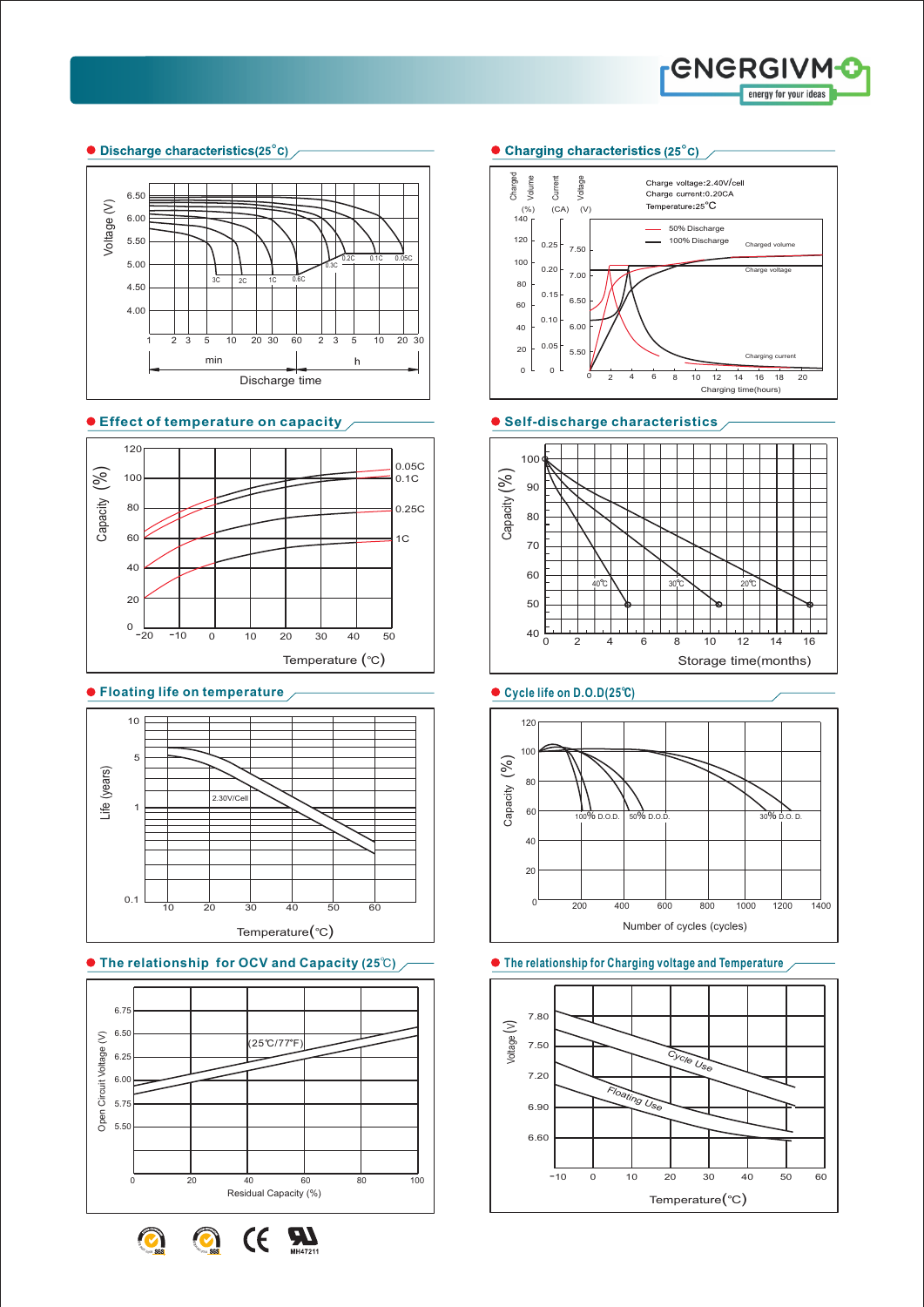ENERGIVM
energy for your ideas

## Discharge characteristics(25°C)

6.50
6.00
5.50
5.00
4.50
4.00

Voltage (V)

3C 2C 1C 0.6C 0.3C 0.2C 0.1C 0.05C

1 2 3 5 10 20 30 60 2 3 5 10 20 30

min h

Discharge time

## Charging characteristics (25°C)

Charged Volume (%) Current (CA) Voltage (V)

Charge voltage:2.40V/cell
Charge current:0.20CA
Temperature:25°C

50% Discharge
100% Discharge

Charged volume
Charge voltage
Charging current

140 120 100 80 60 40 20 0
0.25 0.20 0.15 0.10 0.05 0
7.50 7.00 6.50 6.00 5.50

0 2 4 6 8 10 12 14 16 18 20

Charging time(hours)

## Effect of temperature on capacity

120 100 80 60 40 20 0

Capacity (%)

0.05C
0.1C
0.25C
1C

-20 -10 0 10 20 30 40 50

Temperature (°C)

## Self-discharge characteristics

100 90 80 70 60 50 40

Capacity (%)

40°C 30°C 20°C

0 2 4 6 8 10 12 14 16

Storage time(months)

## Floating life on temperature

10 5 1 0.1

Life (years)

2.30V/Cell

10 20 30 40 50 60

Temperature(°C)

## Cycle life on D.O.D(25°C)

120 100 80 60 40 20 0

Capacity (%)

100% D.O.D. 50% D.O.D. 30% D.O.D.

200 400 600 800 1000 1200 1400

Number of cycles (cycles)

## The relationship for OCV and Capacity (25°C)

6.75 6.50 6.25 6.00 5.75 5.50

Open Circuit Voltage (V)

(25°C/77°F)

0 20 40 60 80 100

Residual Capacity (%)

## The relationship for Charging voltage and Temperature

7.80 7.50 7.20 6.90 6.60

Voltage (v)

Cycle Use
Floating Use

-10 0 10 20 30 40 50 60

Temperature(°C)

MH47211